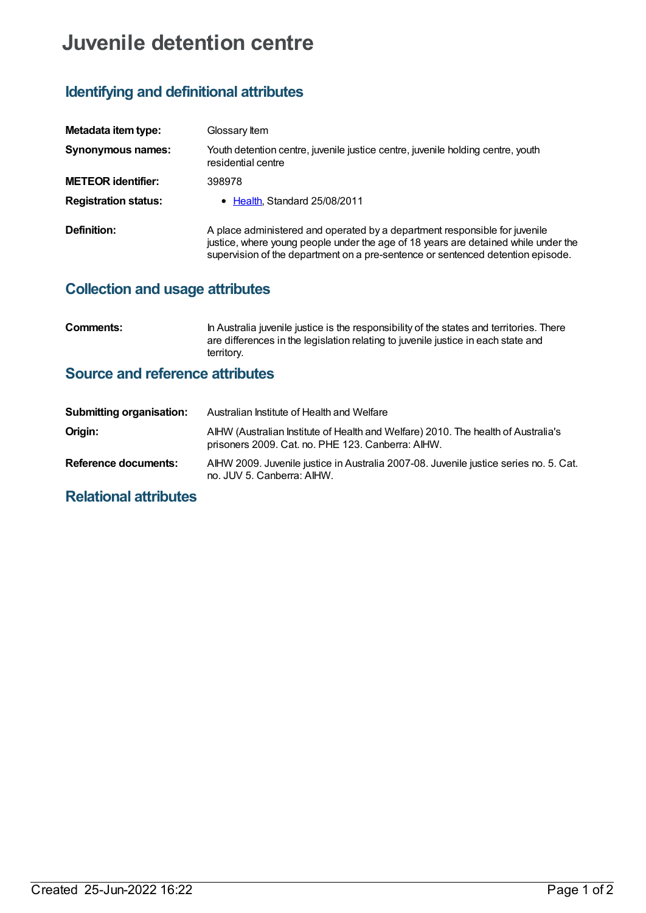# Juvenile detention centre

## Identifying and definitional attributes

| | |
|---|---|
| **Metadata item type:** | Glossary Item |
| **Synonymous names:** | Youth detention centre, juvenile justice centre, juvenile holding centre, youth residential centre |
| **METEOR identifier:** | 398978 |
| **Registration status:** | • Health, Standard 25/08/2011 |
| **Definition:** | A place administered and operated by a department responsible for juvenile justice, where young people under the age of 18 years are detained while under the supervision of the department on a pre-sentence or sentenced detention episode. |

## Collection and usage attributes

| | |
|---|---|
| **Comments:** | In Australia juvenile justice is the responsibility of the states and territories. There are differences in the legislation relating to juvenile justice in each state and territory. |

## Source and reference attributes

| | |
|---|---|
| **Submitting organisation:** | Australian Institute of Health and Welfare |
| **Origin:** | AIHW (Australian Institute of Health and Welfare) 2010. The health of Australia's prisoners 2009. Cat. no. PHE 123. Canberra: AIHW. |
| **Reference documents:** | AIHW 2009. Juvenile justice in Australia 2007-08. Juvenile justice series no. 5. Cat. no. JUV 5. Canberra: AIHW. |

## Relational attributes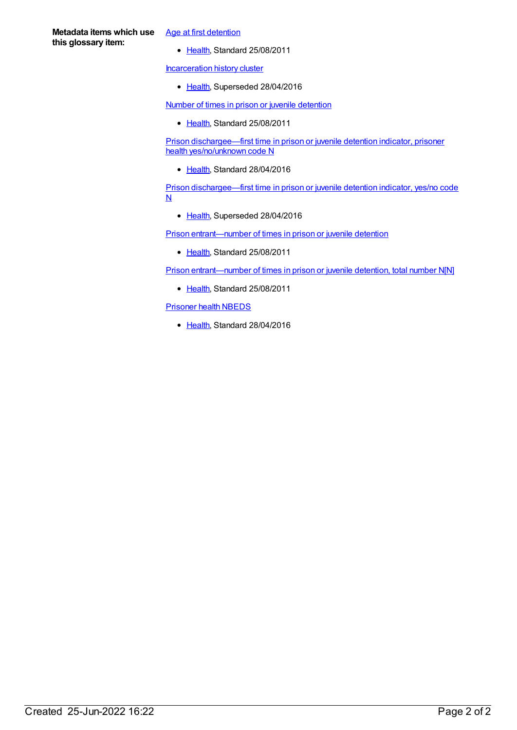**Metadata items which use this glossary item:**

Age at first detention

- Health, Standard 25/08/2011

Incarceration history cluster

- Health, Superseded 28/04/2016

Number of times in prison or juvenile detention

- Health, Standard 25/08/2011

Prison dischargee—first time in prison or juvenile detention indicator, prisoner health yes/no/unknown code N

- Health, Standard 28/04/2016

Prison dischargee—first time in prison or juvenile detention indicator, yes/no code N

- Health, Superseded 28/04/2016

Prison entrant—number of times in prison or juvenile detention

- Health, Standard 25/08/2011

Prison entrant—number of times in prison or juvenile detention, total number N[N]

- Health, Standard 25/08/2011

Prisoner health NBEDS

- Health, Standard 28/04/2016